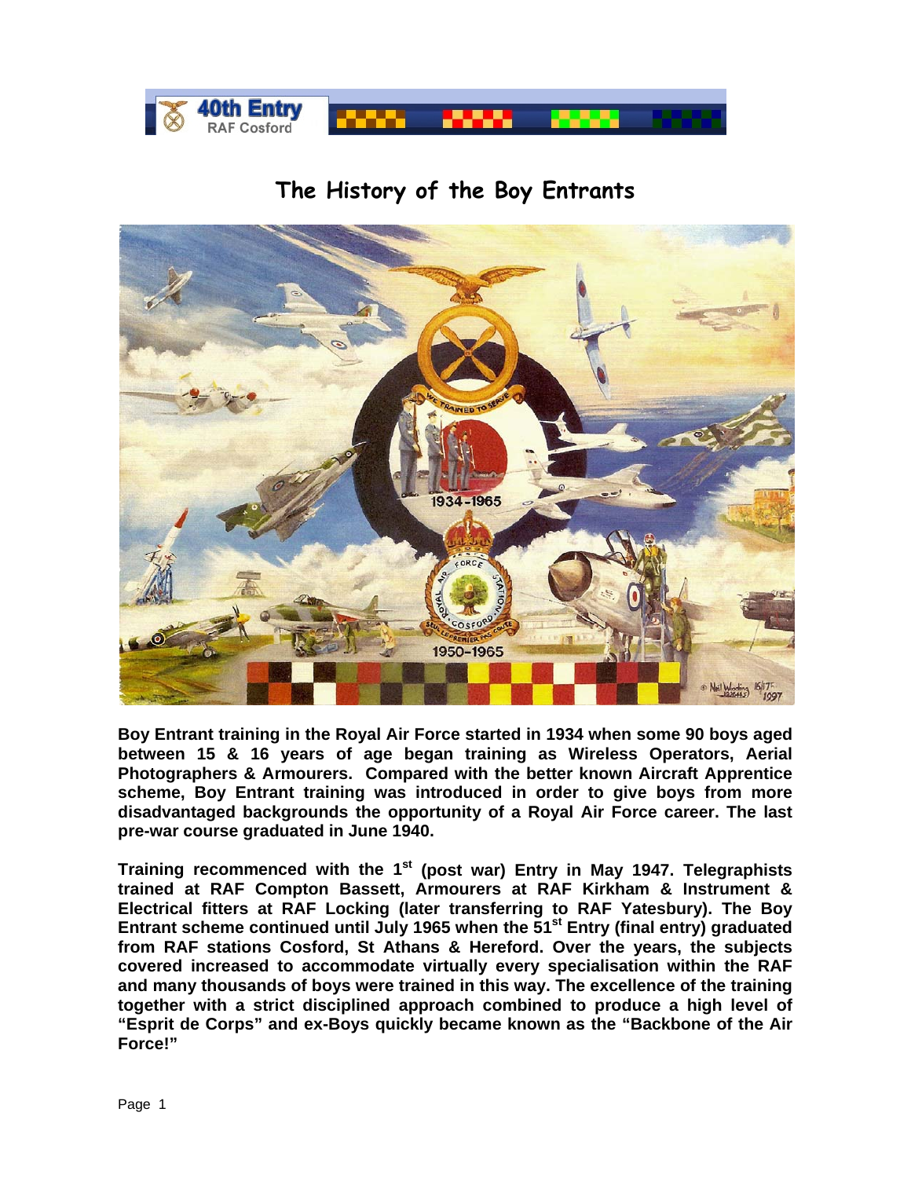# The History of the Boy Entrants

**Boy Entrant training in the Royal Air Force started in 1934 when some 90 boys aged between 15 & 16 years of age began training as Wireless Operators, Aerial Photographers & Armourers. Compared with the better known Aircraft Apprentice scheme, Boy Entrant training was introduced in order to give boys from more disadvantaged backgrounds the opportunity of a Royal Air Force career. The last pre-war course graduated in June 1940.**

**Training recommenced with the 1st (post war) Entry in May 1947. Telegraphists trained at RAF Compton Bassett, Armourers at RAF Kirkham & Instrument & Electrical fitters at RAF Locking (later transferring to RAF Yatesbury). The Boy Entrant scheme continued until July 1965 when the 51st Entry (final entry) graduated from RAF stations Cosford, St Athans & Hereford. Over the years, the subjects covered increased to accommodate virtually every specialisation within the RAF and many thousands of boys were trained in this way. The excellence of the training together with a strict disciplined approach combined to produce a high level of "Esprit de Corps" and ex-Boys quickly became known as the "Backbone of the Air Force!"**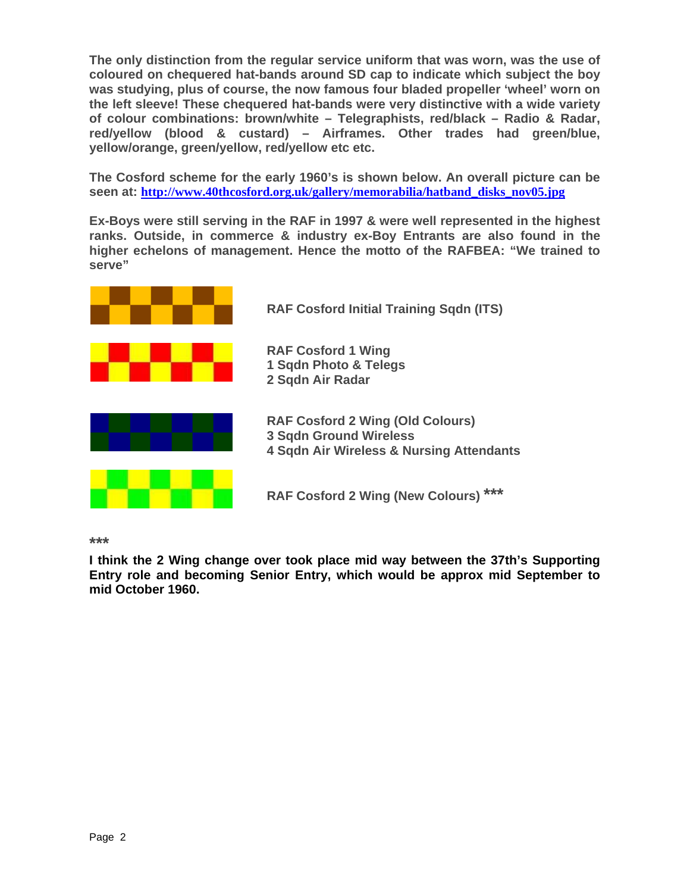**The only distinction from the regular service uniform that was worn, was the use of coloured on chequered hat-bands around SD cap to indicate which subject the boy was studying, plus of course, the now famous four bladed propeller 'wheel' worn on the left sleeve! These chequered hat-bands were very distinctive with a wide variety of colour combinations: brown/white – Telegraphists, red/black – Radio & Radar, red/yellow (blood & custard) – Airframes. Other trades had green/blue, yellow/orange, green/yellow, red/yellow etc etc.**

**The Cosford scheme for the early 1960's is shown below. An overall picture can be seen at: [http://www.40thcosford.org.uk/gallery/memorabilia/hatband_disks_nov05.jpg](http://www.40thcosford.org.uk/gallery/memorabilia/hatband_disks_nov05.jpg)**

**Ex-Boys were still serving in the RAF in 1997 & were well represented in the highest ranks. Outside, in commerce & industry ex-Boy Entrants are also found in the higher echelons of management. Hence the motto of the RAFBEA: "We trained to serve"**

**RAF Cosford Initial Training Sqdn (ITS)**

**RAF Cosford 1 Wing**
**1 Sqdn Photo & Telegs**
**2 Sqdn Air Radar**

**RAF Cosford 2 Wing (Old Colours)**
**3 Sqdn Ground Wireless**
**4 Sqdn Air Wireless & Nursing Attendants**

**RAF Cosford 2 Wing (New Colours) \*\*\***

**\*\*\***

**I think the 2 Wing change over took place mid way between the 37th's Supporting Entry role and becoming Senior Entry, which would be approx mid September to mid October 1960.**